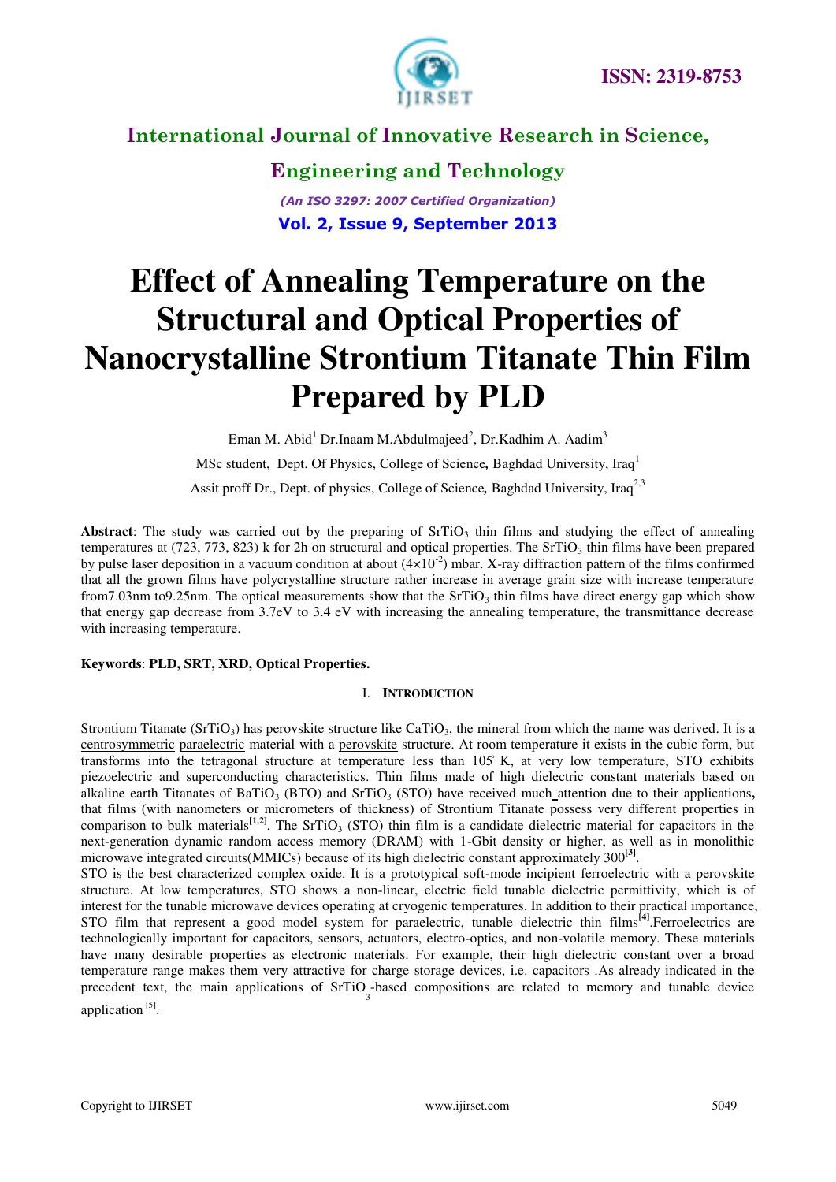# Effect of Annealing Temperature on the Structural and Optical Properties of Nanocrystalline Strontium Titanate Thin Film Prepared by PLD

Eman M. Abid[1] Dr.Inaam M.Abdulmajeed[2], Dr.Kadhim A. Aadim[3]

MSc student, Dept. Of Physics, College of Science, Baghdad University, Iraq[1]

Assit proff Dr., Dept. of physics, College of Science, Baghdad University, Iraq[2,3]

**Abstract**: The study was carried out by the preparing of $SrTiO_3$ thin films and studying the effect of annealing temperatures at (723, 773, 823) k for 2h on structural and optical properties. The $SrTiO_3$ thin films have been prepared by pulse laser deposition in a vacuum condition at about ($4\times10^{-2}$) mbar. X-ray diffraction pattern of the films confirmed that all the grown films have polycrystalline structure rather increase in average grain size with increase temperature from7.03nm to9.25nm. The optical measurements show that the $SrTiO_3$ thin films have direct energy gap which show that energy gap decrease from 3.7eV to 3.4 eV with increasing the annealing temperature, the transmittance decrease with increasing temperature.

**Keywords**: **PLD, SRT, XRD, Optical Properties.**

## I. Introduction

Strontium Titanate ($SrTiO_3$) has perovskite structure like $CaTiO_3$, the mineral from which the name was derived. It is a centrosymmetric paraelectric material with a perovskite structure. At room temperature it exists in the cubic form, but transforms into the tetragonal structure at temperature less than 105° K, at very low temperature, STO exhibits piezoelectric and superconducting characteristics. Thin films made of high dielectric constant materials based on alkaline earth Titanates of $BaTiO_3$ (BTO) and $SrTiO_3$ (STO) have received much attention due to their applications, that films (with nanometers or micrometers of thickness) of Strontium Titanate possess very different properties in comparison to bulk materials[1,2]. The $SrTiO_3$ (STO) thin film is a candidate dielectric material for capacitors in the next-generation dynamic random access memory (DRAM) with 1-Gbit density or higher, as well as in monolithic microwave integrated circuits(MMICs) because of its high dielectric constant approximately 300[3].

STO is the best characterized complex oxide. It is a prototypical soft-mode incipient ferroelectric with a perovskite structure. At low temperatures, STO shows a non-linear, electric field tunable dielectric permittivity, which is of interest for the tunable microwave devices operating at cryogenic temperatures. In addition to their practical importance, STO film that represent a good model system for paraelectric, tunable dielectric thin films[4].Ferroelectrics are technologically important for capacitors, sensors, actuators, electro-optics, and non-volatile memory. These materials have many desirable properties as electronic materials. For example, their high dielectric constant over a broad temperature range makes them very attractive for charge storage devices, i.e. capacitors .As already indicated in the precedent text, the main applications of $SrTiO_3$-based compositions are related to memory and tunable device application [5].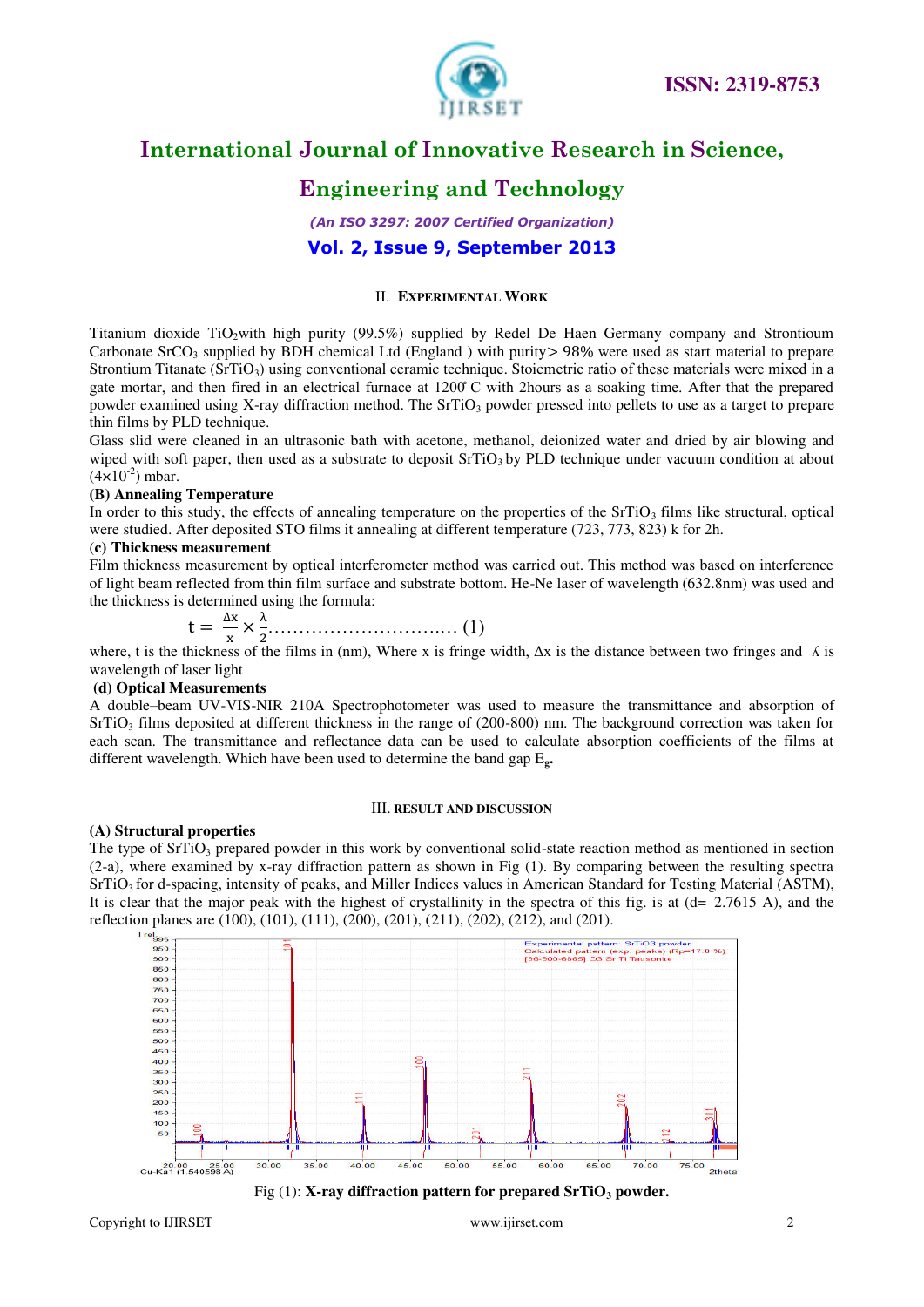## II. EXPERIMENTAL WORK

Titanium dioxide $TiO_2$with high purity (99.5%) supplied by Redel De Haen Germany company and Strontioum Carbonate $SrCO_3$ supplied by BDH chemical Ltd (England ) with purity> 98% were used as start material to prepare Strontium Titanate ($SrTiO_3$) using conventional ceramic technique. Stoicmetric ratio of these materials were mixed in a gate mortar, and then fired in an electrical furnace at 1200° C with 2hours as a soaking time. After that the prepared powder examined using X-ray diffraction method. The $SrTiO_3$ powder pressed into pellets to use as a target to prepare thin films by PLD technique.

Glass slid were cleaned in an ultrasonic bath with acetone, methanol, deionized water and dried by air blowing and wiped with soft paper, then used as a substrate to deposit $SrTiO_3$ by PLD technique under vacuum condition at about ($4\times10^{-2}$) mbar.

**(B) Annealing Temperature**

In order to this study, the effects of annealing temperature on the properties of the $SrTiO_3$ films like structural, optical were studied. After deposited STO films it annealing at different temperature (723, 773, 823) k for 2h.

**(c) Thickness measurement**

Film thickness measurement by optical interferometer method was carried out. This method was based on interference of light beam reflected from thin film surface and substrate bottom. He-Ne laser of wavelength (632.8nm) was used and the thickness is determined using the formula:

$$t = \frac{\Delta x}{x} \times \frac{\lambda}{2} \quad \text{.............................. (1)}$$

where, t is the thickness of the films in (nm), Where x is fringe width, Δx is the distance between two fringes and λ is wavelength of laser light

**(d) Optical Measurements**

A double–beam UV-VIS-NIR 210A Spectrophotometer was used to measure the transmittance and absorption of $SrTiO_3$ films deposited at different thickness in the range of (200-800) nm. The background correction was taken for each scan. The transmittance and reflectance data can be used to calculate absorption coefficients of the films at different wavelength. Which have been used to determine the band gap $E_g$.

## III. RESULT AND DISCUSSION

**(A) Structural properties**

The type of $SrTiO_3$ prepared powder in this work by conventional solid-state reaction method as mentioned in section (2-a), where examined by x-ray diffraction pattern as shown in Fig (1). By comparing between the resulting spectra $SrTiO_3$ for d-spacing, intensity of peaks, and Miller Indices values in American Standard for Testing Material (ASTM), It is clear that the major peak with the highest of crystallinity in the spectra of this fig. is at (d= 2.7615 A), and the reflection planes are (100), (101), (111), (200), (201), (211), (202), (212), and (201).

Fig (1): **X-ray diffraction pattern for prepared $SrTiO_3$ powder.**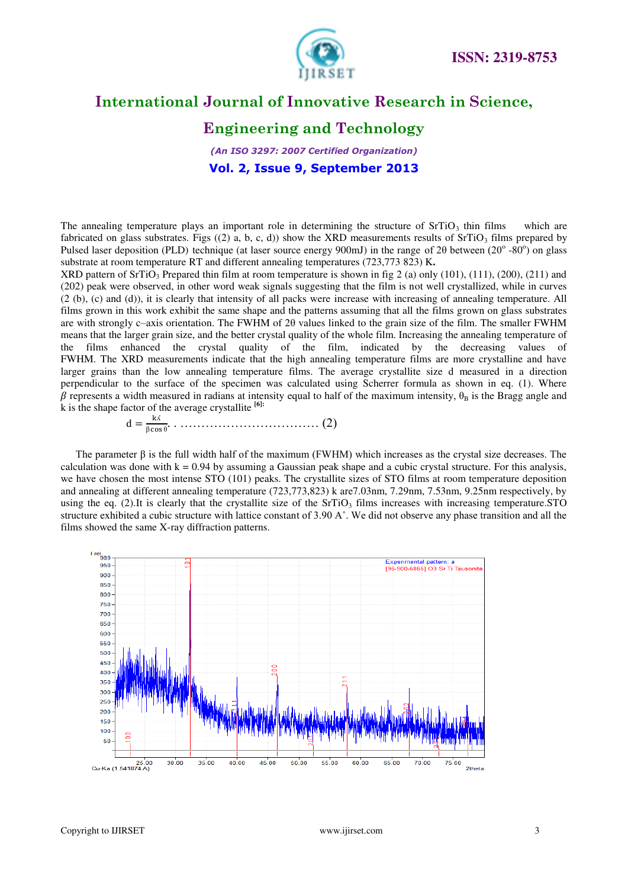The annealing temperature plays an important role in determining the structure of $SrTiO_3$ thin films which are fabricated on glass substrates. Figs ((2) a, b, c, d)) show the XRD measurements results of $SrTiO_3$ films prepared by Pulsed laser deposition (PLD) technique (at laser source energy 900mJ) in the range of 2θ between (20° -80°) on glass substrate at room temperature RT and different annealing temperatures (723,773 823) K**.**

XRD pattern of $SrTiO_3$ Prepared thin film at room temperature is shown in fig 2 (a) only (101), (111), (200), (211) and (202) peak were observed, in other word weak signals suggesting that the film is not well crystallized, while in curves (2 (b), (c) and (d)), it is clearly that intensity of all packs were increase with increasing of annealing temperature. All films grown in this work exhibit the same shape and the patterns assuming that all the films grown on glass substrates are with strongly c–axis orientation. The FWHM of 2θ values linked to the grain size of the film. The smaller FWHM means that the larger grain size, and the better crystal quality of the whole film. Increasing the annealing temperature of the films enhanced the crystal quality of the film, indicated by the decreasing values of FWHM. The XRD measurements indicate that the high annealing temperature films are more crystalline and have larger grains than the low annealing temperature films. The average crystallite size d measured in a direction perpendicular to the surface of the specimen was calculated using Scherrer formula as shown in eq. (1). Where $\beta$ represents a width measured in radians at intensity equal to half of the maximum intensity, $\theta_B$ is the Bragg angle and k is the shape factor of the average crystallite [6]:

$$d = \frac{k\acute{\lambda}}{\beta \cos\theta} \quad \ldots\ldots\ldots\ldots\ldots\ldots (2)$$

The parameter β is the full width half of the maximum (FWHM) which increases as the crystal size decreases. The calculation was done with k = 0.94 by assuming a Gaussian peak shape and a cubic crystal structure. For this analysis, we have chosen the most intense STO (101) peaks. The crystallite sizes of STO films at room temperature deposition and annealing at different annealing temperature (723,773,823) k are7.03nm, 7.29nm, 7.53nm, 9.25nm respectively, by using the eq. (2).It is clearly that the crystallite size of the $SrTiO_3$ films increases with increasing temperature.STO structure exhibited a cubic structure with lattice constant of 3.90 A˚. We did not observe any phase transition and all the films showed the same X-ray diffraction patterns.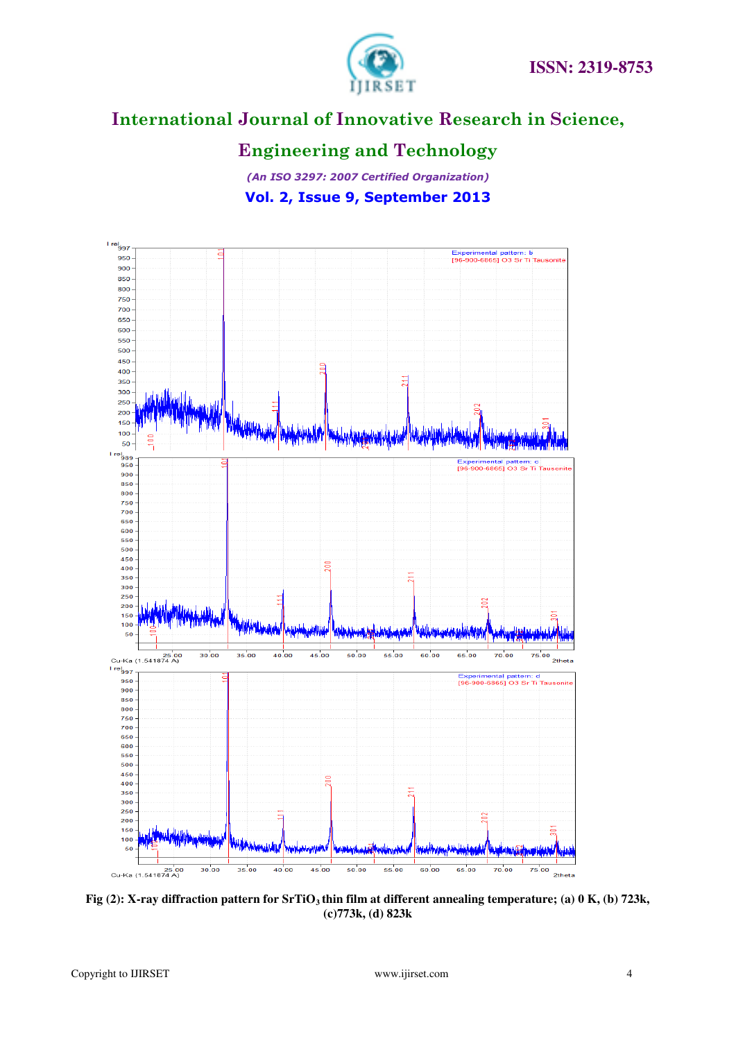Fig (2): X-ray diffraction pattern for $SrTiO_3$ thin film at different annealing temperature; (a) 0 K, (b) 723k, (c)773k, (d) 823k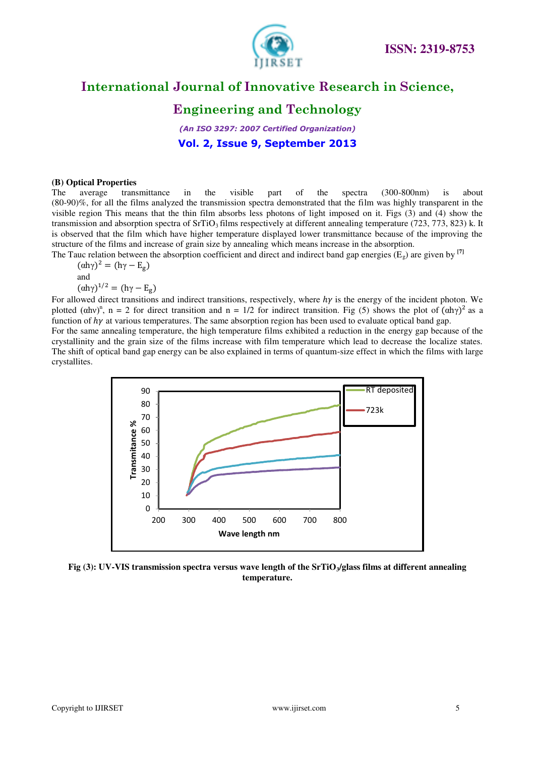### (B) Optical Properties

The average transmittance in the visible part of the spectra (300-800nm) is about (80-90)%, for all the films analyzed the transmission spectra demonstrated that the film was highly transparent in the visible region This means that the thin film absorbs less photons of light imposed on it. Figs (3) and (4) show the transmission and absorption spectra of $SrTiO_3$ films respectively at different annealing temperature (723, 773, 823) k. It is observed that the film which have higher temperature displayed lower transmittance because of the improving the structure of the films and increase of grain size by annealing which means increase in the absorption.

The Tauc relation between the absorption coefficient and direct and indirect band gap energies ($E_g$) are given by [7]

$$(\alpha h\gamma)^2 = (h\gamma - E_g)$$

and

$$(\alpha h\gamma)^{1/2} = (h\gamma - E_g)$$

For allowed direct transitions and indirect transitions, respectively, where $h\gamma$ is the energy of the incident photon. We plotted $(\alpha h\nu)^n$, n = 2 for direct transition and n = 1/2 for indirect transition. Fig (5) shows the plot of $(\alpha h\gamma)^2$ as a function of $h\gamma$ at various temperatures. The same absorption region has been used to evaluate optical band gap.

For the same annealing temperature, the high temperature films exhibited a reduction in the energy gap because of the crystallinity and the grain size of the films increase with film temperature which lead to decrease the localize states. The shift of optical band gap energy can be also explained in terms of quantum-size effect in which the films with large crystallites.

**Fig (3): UV-VIS transmission spectra versus wave length of the $SrTiO_3$/glass films at different annealing temperature.**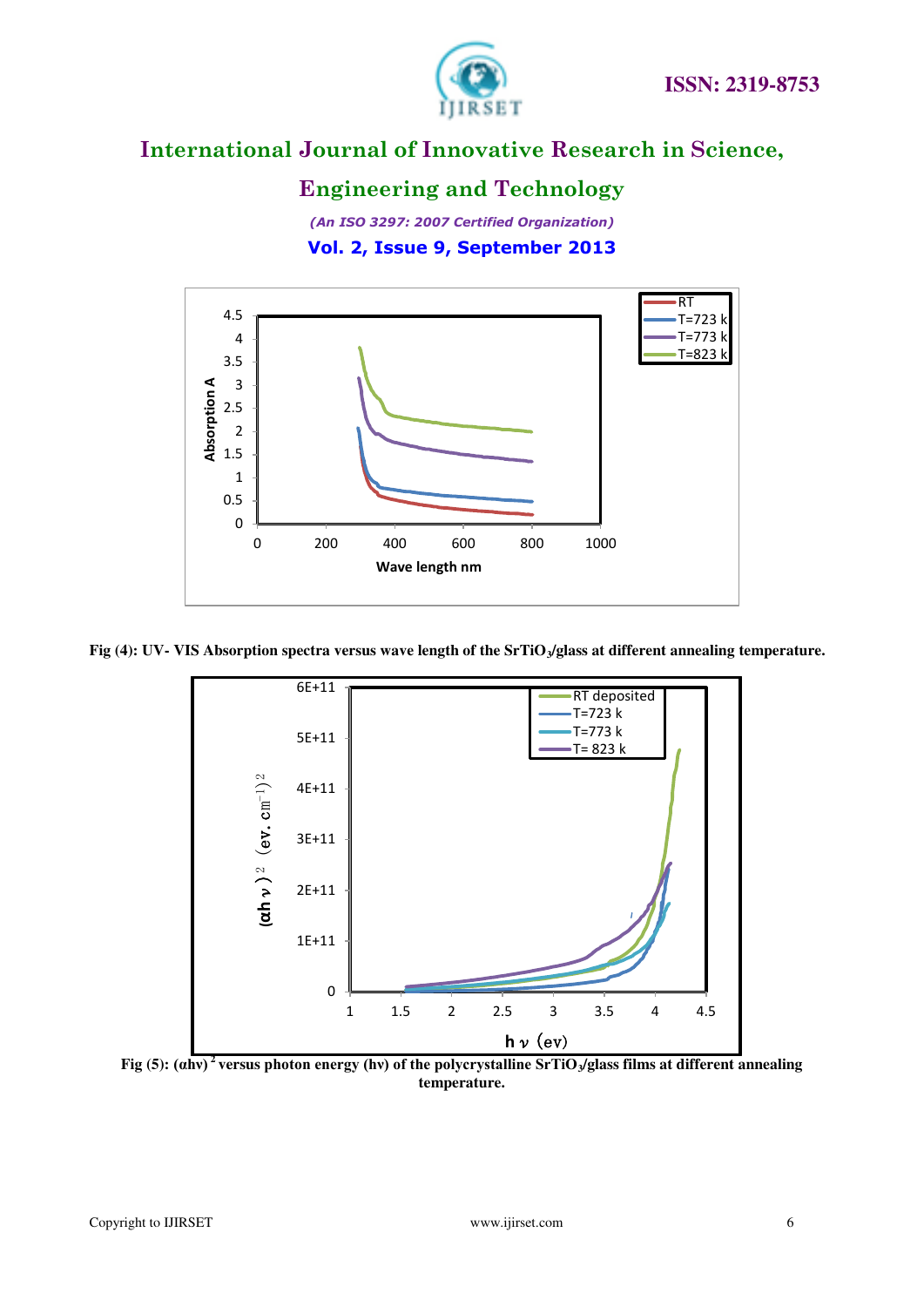Fig (4): UV- VIS Absorption spectra versus wave length of the $SrTiO_3$/glass at different annealing temperature.

Fig (5): $(\alpha h\nu)^2$ versus photon energy (hν) of the polycrystalline $SrTiO_3$/glass films at different annealing temperature.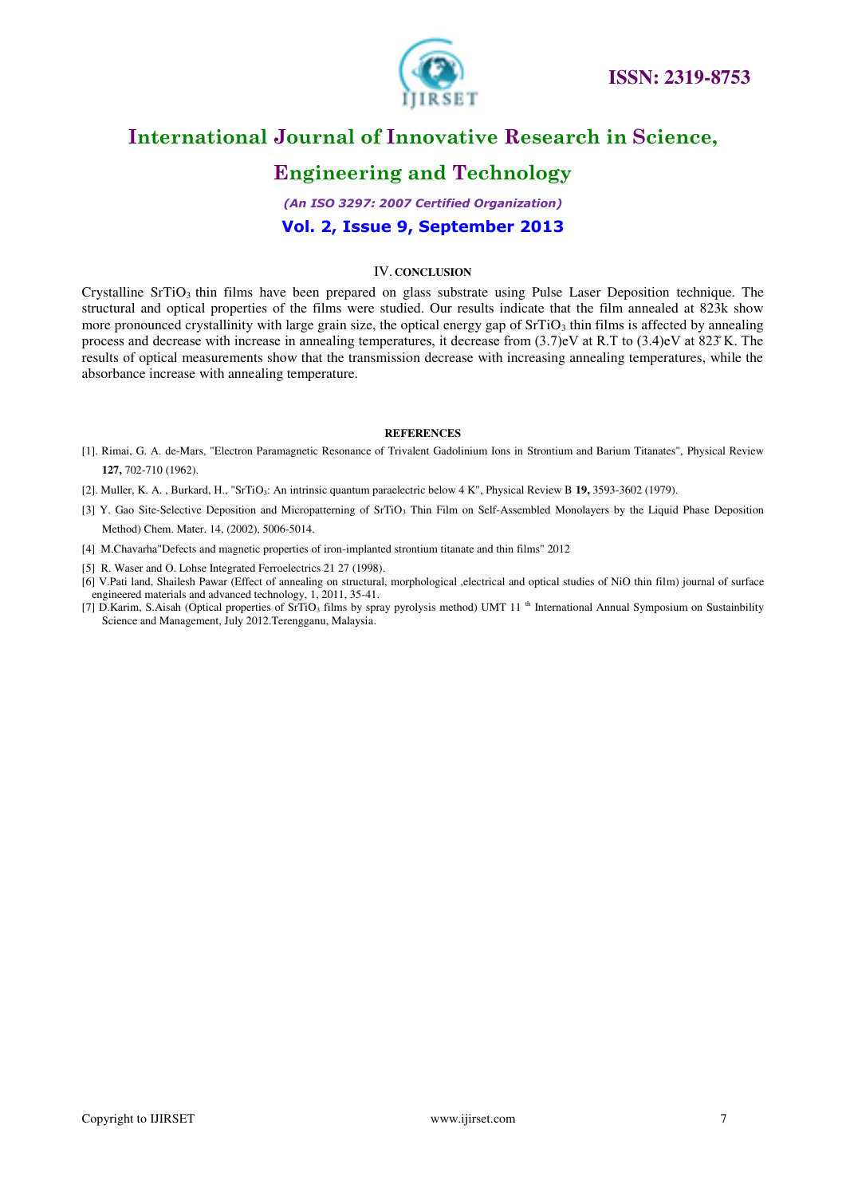## IV. CONCLUSION

Crystalline $SrTiO_3$ thin films have been prepared on glass substrate using Pulse Laser Deposition technique. The structural and optical properties of the films were studied. Our results indicate that the film annealed at 823k show more pronounced crystallinity with large grain size, the optical energy gap of $SrTiO_3$ thin films is affected by annealing process and decrease with increase in annealing temperatures, it decrease from (3.7)eV at R.T to (3.4)eV at 823°K. The results of optical measurements show that the transmission decrease with increasing annealing temperatures, while the absorbance increase with annealing temperature.

## REFERENCES

[1]. Rimai, G. A. de-Mars, "Electron Paramagnetic Resonance of Trivalent Gadolinium Ions in Strontium and Barium Titanates", Physical Review **127,** 702-710 (1962).

[2]. Muller, K. A. , Burkard, H., "$SrTiO_3$: An intrinsic quantum paraelectric below 4 K", Physical Review B **19,** 3593-3602 (1979).

[3] Y. Gao Site-Selective Deposition and Micropatterning of $SrTiO_3$ Thin Film on Self-Assembled Monolayers by the Liquid Phase Deposition Method) Chem. Mater. 14, (2002), 5006-5014.

[4] M.Chavarha"Defects and magnetic properties of iron-implanted strontium titanate and thin films" 2012

[5] R. Waser and O. Lohse Integrated Ferroelectrics 21 27 (1998).

[6] V.Pati land, Shailesh Pawar (Effect of annealing on structural, morphological ,electrical and optical studies of NiO thin film) journal of surface engineered materials and advanced technology, 1, 2011, 35-41.

[7] D.Karim, S.Aisah (Optical properties of $SrTiO_3$ films by spray pyrolysis method) UMT 11 th International Annual Symposium on Sustainbility Science and Management, July 2012.Terengganu, Malaysia.